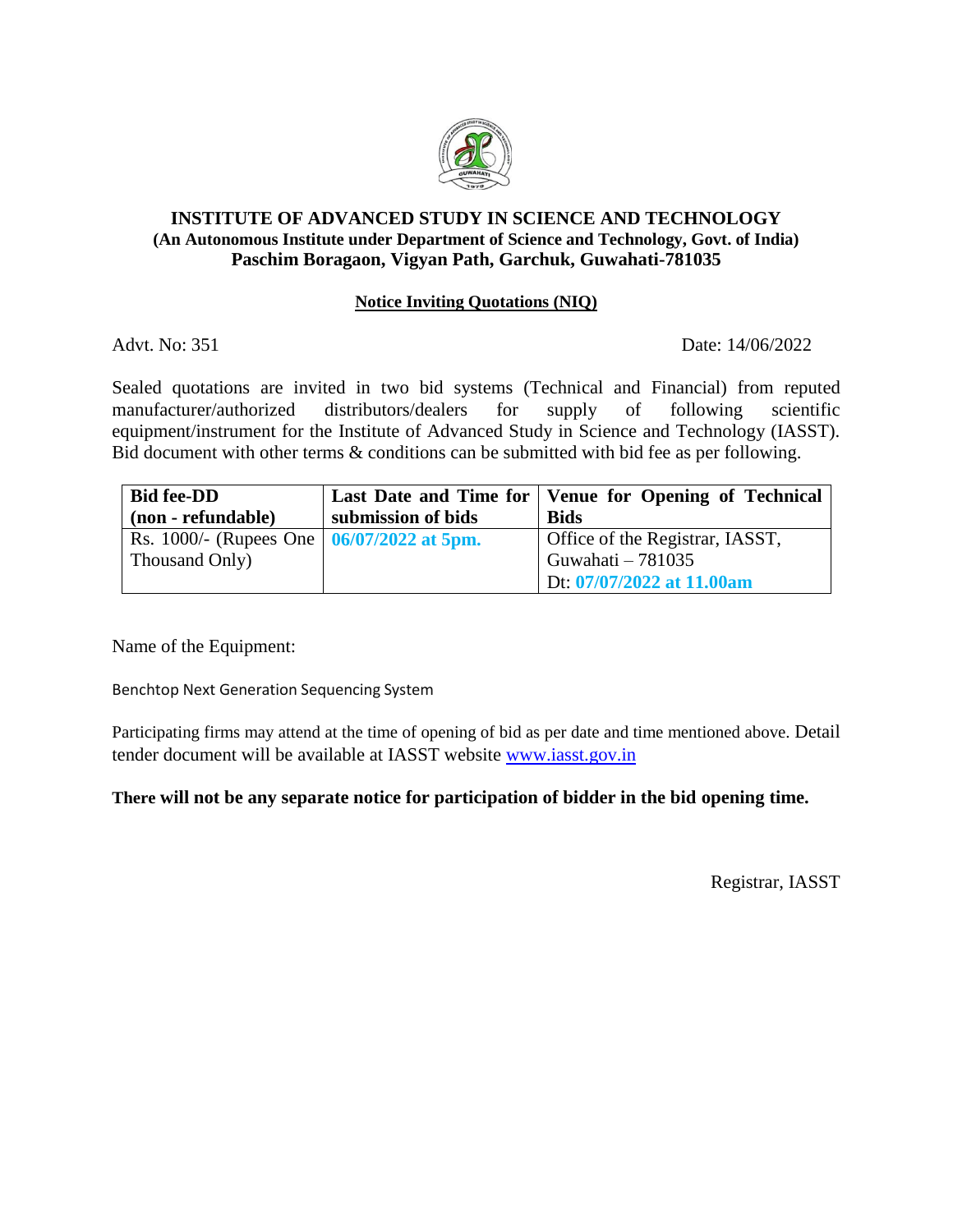# INSTITUTE OF ADVANCED STUDY IN SCIENCE AND TECHNOLOGY

**(An Autonomous Institute under Department of Science and Technology, Govt. of India)**

**Paschim Boragaon, Vigyan Path, Garchuk, Guwahati-781035**

## Notice Inviting Quotations (NIQ)

Advt. No: 351 Date: 14/06/2022

Sealed quotations are invited in two bid systems (Technical and Financial) from reputed manufacturer/authorized distributors/dealers for supply of following scientific equipment/instrument for the Institute of Advanced Study in Science and Technology (IASST). Bid document with other terms & conditions can be submitted with bid fee as per following.

| **Bid fee-DD (non - refundable)** | **Last Date and Time for submission of bids** | **Venue for Opening of Technical Bids** |
|---|---|---|
| Rs. 1000/- (Rupees One Thousand Only) | **06/07/2022 at 5pm.** | Office of the Registrar, IASST, Guwahati – 781035 Dt: **07/07/2022 at 11.00am** |

Name of the Equipment:

Benchtop Next Generation Sequencing System

Participating firms may attend at the time of opening of bid as per date and time mentioned above. Detail tender document will be available at IASST website www.iasst.gov.in

**There will not be any separate notice for participation of bidder in the bid opening time.**

Registrar, IASST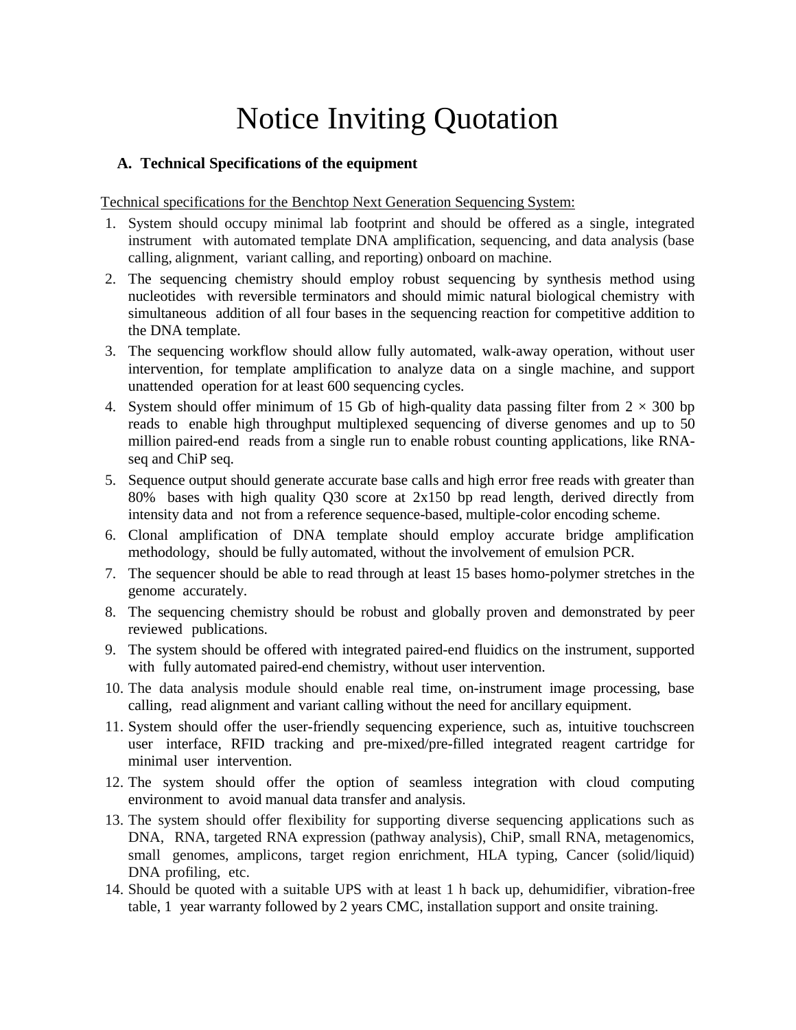# Notice Inviting Quotation

## A. Technical Specifications of the equipment

Technical specifications for the Benchtop Next Generation Sequencing System:

1. System should occupy minimal lab footprint and should be offered as a single, integrated instrument with automated template DNA amplification, sequencing, and data analysis (base calling, alignment, variant calling, and reporting) onboard on machine.
2. The sequencing chemistry should employ robust sequencing by synthesis method using nucleotides with reversible terminators and should mimic natural biological chemistry with simultaneous addition of all four bases in the sequencing reaction for competitive addition to the DNA template.
3. The sequencing workflow should allow fully automated, walk-away operation, without user intervention, for template amplification to analyze data on a single machine, and support unattended operation for at least 600 sequencing cycles.
4. System should offer minimum of 15 Gb of high-quality data passing filter from $2 \times 300$ bp reads to enable high throughput multiplexed sequencing of diverse genomes and up to 50 million paired-end reads from a single run to enable robust counting applications, like RNA-seq and ChiP seq.
5. Sequence output should generate accurate base calls and high error free reads with greater than 80% bases with high quality Q30 score at 2x150 bp read length, derived directly from intensity data and not from a reference sequence-based, multiple-color encoding scheme.
6. Clonal amplification of DNA template should employ accurate bridge amplification methodology, should be fully automated, without the involvement of emulsion PCR.
7. The sequencer should be able to read through at least 15 bases homo-polymer stretches in the genome accurately.
8. The sequencing chemistry should be robust and globally proven and demonstrated by peer reviewed publications.
9. The system should be offered with integrated paired-end fluidics on the instrument, supported with fully automated paired-end chemistry, without user intervention.
10. The data analysis module should enable real time, on-instrument image processing, base calling, read alignment and variant calling without the need for ancillary equipment.
11. System should offer the user-friendly sequencing experience, such as, intuitive touchscreen user interface, RFID tracking and pre-mixed/pre-filled integrated reagent cartridge for minimal user intervention.
12. The system should offer the option of seamless integration with cloud computing environment to avoid manual data transfer and analysis.
13. The system should offer flexibility for supporting diverse sequencing applications such as DNA, RNA, targeted RNA expression (pathway analysis), ChiP, small RNA, metagenomics, small genomes, amplicons, target region enrichment, HLA typing, Cancer (solid/liquid) DNA profiling, etc.
14. Should be quoted with a suitable UPS with at least 1 h back up, dehumidifier, vibration-free table, 1 year warranty followed by 2 years CMC, installation support and onsite training.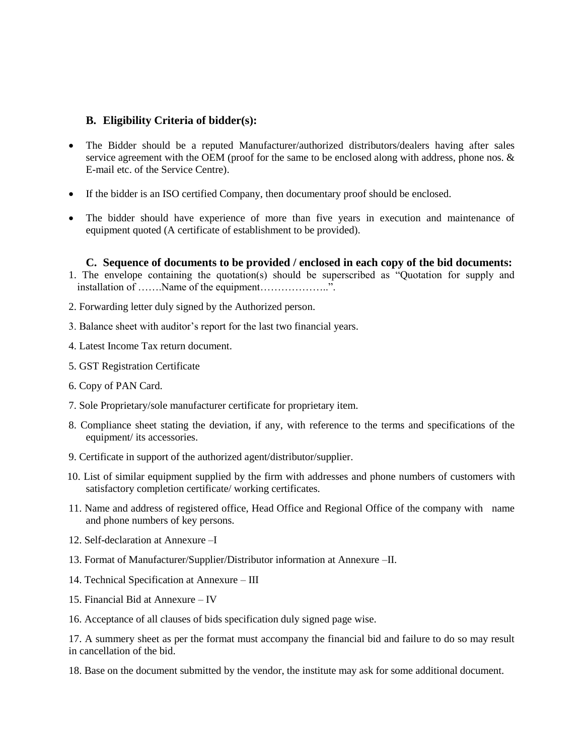### B. Eligibility Criteria of bidder(s):

- The Bidder should be a reputed Manufacturer/authorized distributors/dealers having after sales service agreement with the OEM (proof for the same to be enclosed along with address, phone nos. & E-mail etc. of the Service Centre).
- If the bidder is an ISO certified Company, then documentary proof should be enclosed.
- The bidder should have experience of more than five years in execution and maintenance of equipment quoted (A certificate of establishment to be provided).

### C. Sequence of documents to be provided / enclosed in each copy of the bid documents:

1. The envelope containing the quotation(s) should be superscribed as "Quotation for supply and installation of …….Name of the equipment………………..".
2. Forwarding letter duly signed by the Authorized person.
3. Balance sheet with auditor's report for the last two financial years.
4. Latest Income Tax return document.
5. GST Registration Certificate
6. Copy of PAN Card.
7. Sole Proprietary/sole manufacturer certificate for proprietary item.
8. Compliance sheet stating the deviation, if any, with reference to the terms and specifications of the equipment/ its accessories.
9. Certificate in support of the authorized agent/distributor/supplier.
10. List of similar equipment supplied by the firm with addresses and phone numbers of customers with satisfactory completion certificate/ working certificates.
11. Name and address of registered office, Head Office and Regional Office of the company with name and phone numbers of key persons.
12. Self-declaration at Annexure –I
13. Format of Manufacturer/Supplier/Distributor information at Annexure –II.
14. Technical Specification at Annexure – III
15. Financial Bid at Annexure – IV
16. Acceptance of all clauses of bids specification duly signed page wise.
17. A summery sheet as per the format must accompany the financial bid and failure to do so may result in cancellation of the bid.
18. Base on the document submitted by the vendor, the institute may ask for some additional document.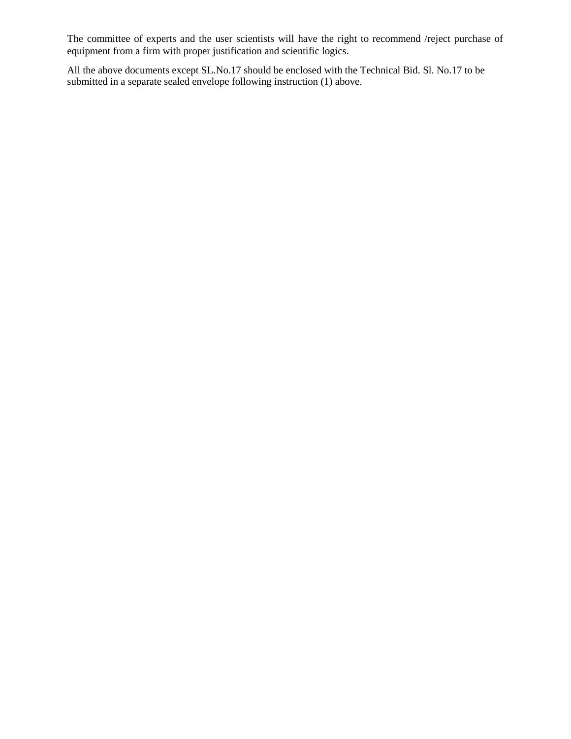The committee of experts and the user scientists will have the right to recommend /reject purchase of equipment from a firm with proper justification and scientific logics.

All the above documents except SL.No.17 should be enclosed with the Technical Bid. Sl. No.17 to be submitted in a separate sealed envelope following instruction (1) above.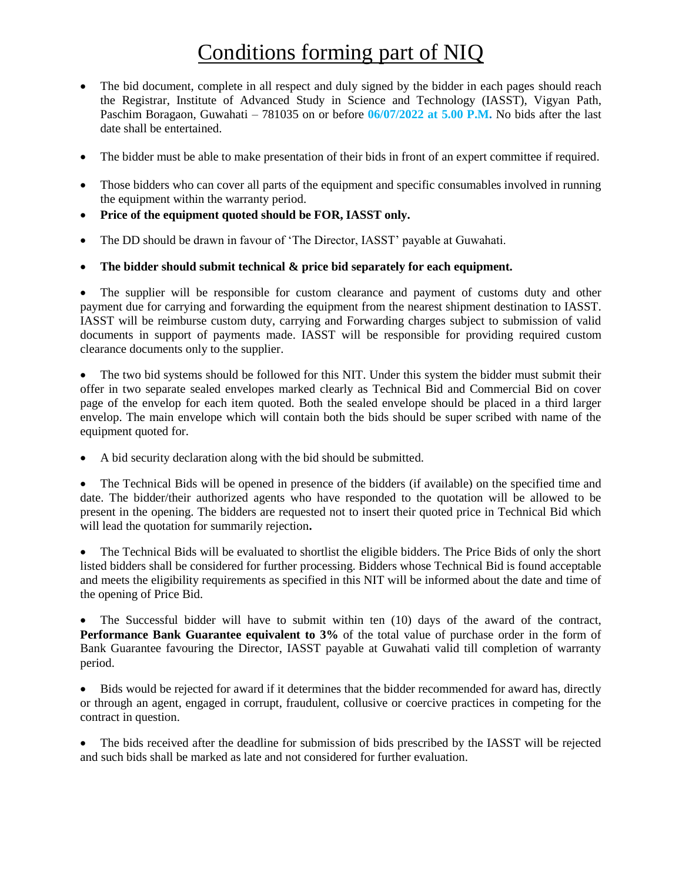# Conditions forming part of NIQ

- The bid document, complete in all respect and duly signed by the bidder in each pages should reach the Registrar, Institute of Advanced Study in Science and Technology (IASST), Vigyan Path, Paschim Boragaon, Guwahati – 781035 on or before **06/07/2022 at 5.00 P.M.** No bids after the last date shall be entertained.

- The bidder must be able to make presentation of their bids in front of an expert committee if required.

- Those bidders who can cover all parts of the equipment and specific consumables involved in running the equipment within the warranty period.
- **Price of the equipment quoted should be FOR, IASST only.**

- The DD should be drawn in favour of 'The Director, IASST' payable at Guwahati.

- **The bidder should submit technical & price bid separately for each equipment.**

- The supplier will be responsible for custom clearance and payment of customs duty and other payment due for carrying and forwarding the equipment from the nearest shipment destination to IASST. IASST will be reimburse custom duty, carrying and Forwarding charges subject to submission of valid documents in support of payments made. IASST will be responsible for providing required custom clearance documents only to the supplier.

- The two bid systems should be followed for this NIT. Under this system the bidder must submit their offer in two separate sealed envelopes marked clearly as Technical Bid and Commercial Bid on cover page of the envelop for each item quoted. Both the sealed envelope should be placed in a third larger envelop. The main envelope which will contain both the bids should be super scribed with name of the equipment quoted for.

- A bid security declaration along with the bid should be submitted.

- The Technical Bids will be opened in presence of the bidders (if available) on the specified time and date. The bidder/their authorized agents who have responded to the quotation will be allowed to be present in the opening. The bidders are requested not to insert their quoted price in Technical Bid which will lead the quotation for summarily rejection**.**

- The Technical Bids will be evaluated to shortlist the eligible bidders. The Price Bids of only the short listed bidders shall be considered for further processing. Bidders whose Technical Bid is found acceptable and meets the eligibility requirements as specified in this NIT will be informed about the date and time of the opening of Price Bid.

- The Successful bidder will have to submit within ten (10) days of the award of the contract, **Performance Bank Guarantee equivalent to 3%** of the total value of purchase order in the form of Bank Guarantee favouring the Director, IASST payable at Guwahati valid till completion of warranty period.

- Bids would be rejected for award if it determines that the bidder recommended for award has, directly or through an agent, engaged in corrupt, fraudulent, collusive or coercive practices in competing for the contract in question.

- The bids received after the deadline for submission of bids prescribed by the IASST will be rejected and such bids shall be marked as late and not considered for further evaluation.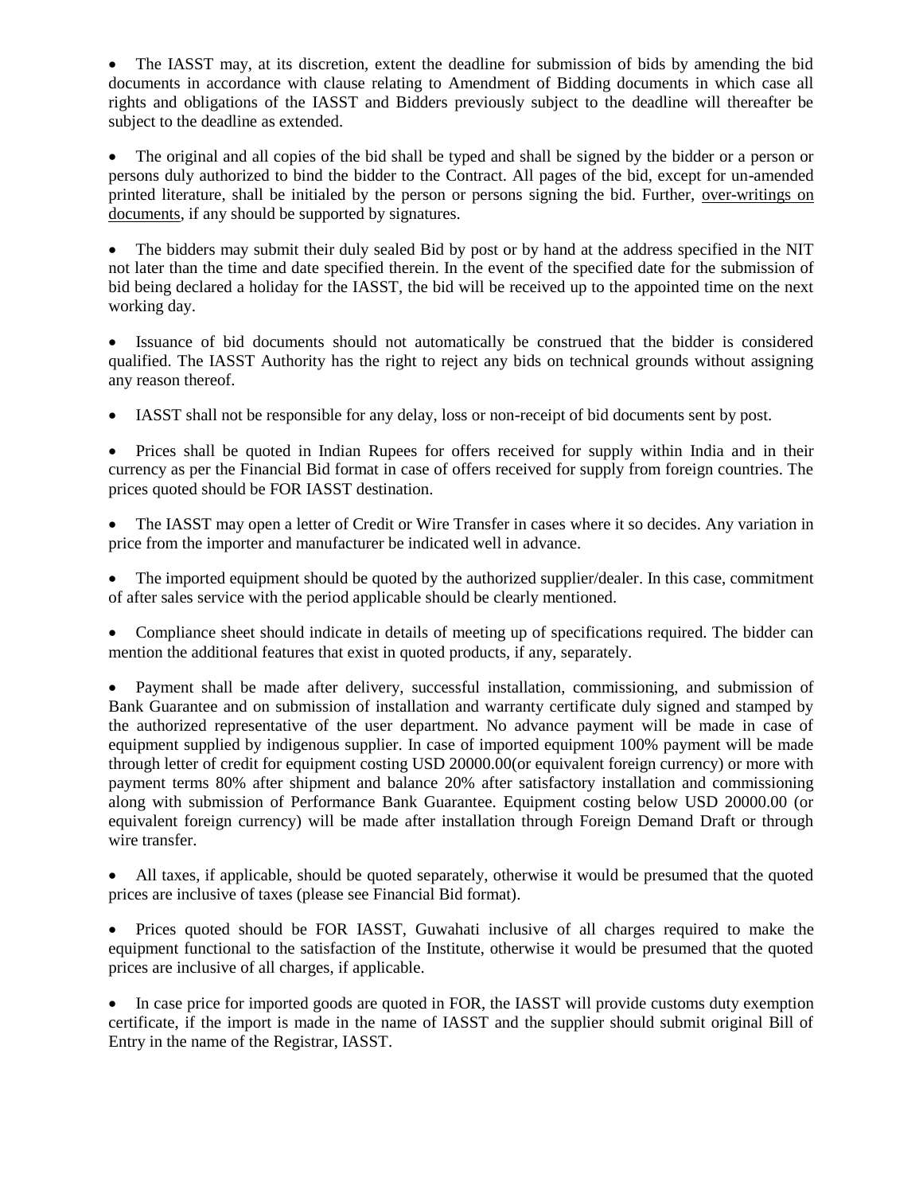- The IASST may, at its discretion, extent the deadline for submission of bids by amending the bid documents in accordance with clause relating to Amendment of Bidding documents in which case all rights and obligations of the IASST and Bidders previously subject to the deadline will thereafter be subject to the deadline as extended.

- The original and all copies of the bid shall be typed and shall be signed by the bidder or a person or persons duly authorized to bind the bidder to the Contract. All pages of the bid, except for un-amended printed literature, shall be initialed by the person or persons signing the bid. Further, over-writings on documents, if any should be supported by signatures.

- The bidders may submit their duly sealed Bid by post or by hand at the address specified in the NIT not later than the time and date specified therein. In the event of the specified date for the submission of bid being declared a holiday for the IASST, the bid will be received up to the appointed time on the next working day.

- Issuance of bid documents should not automatically be construed that the bidder is considered qualified. The IASST Authority has the right to reject any bids on technical grounds without assigning any reason thereof.

- IASST shall not be responsible for any delay, loss or non-receipt of bid documents sent by post.

- Prices shall be quoted in Indian Rupees for offers received for supply within India and in their currency as per the Financial Bid format in case of offers received for supply from foreign countries. The prices quoted should be FOR IASST destination.

- The IASST may open a letter of Credit or Wire Transfer in cases where it so decides. Any variation in price from the importer and manufacturer be indicated well in advance.

- The imported equipment should be quoted by the authorized supplier/dealer. In this case, commitment of after sales service with the period applicable should be clearly mentioned.

- Compliance sheet should indicate in details of meeting up of specifications required. The bidder can mention the additional features that exist in quoted products, if any, separately.

- Payment shall be made after delivery, successful installation, commissioning, and submission of Bank Guarantee and on submission of installation and warranty certificate duly signed and stamped by the authorized representative of the user department. No advance payment will be made in case of equipment supplied by indigenous supplier. In case of imported equipment 100% payment will be made through letter of credit for equipment costing USD 20000.00(or equivalent foreign currency) or more with payment terms 80% after shipment and balance 20% after satisfactory installation and commissioning along with submission of Performance Bank Guarantee. Equipment costing below USD 20000.00 (or equivalent foreign currency) will be made after installation through Foreign Demand Draft or through wire transfer.

- All taxes, if applicable, should be quoted separately, otherwise it would be presumed that the quoted prices are inclusive of taxes (please see Financial Bid format).

- Prices quoted should be FOR IASST, Guwahati inclusive of all charges required to make the equipment functional to the satisfaction of the Institute, otherwise it would be presumed that the quoted prices are inclusive of all charges, if applicable.

- In case price for imported goods are quoted in FOR, the IASST will provide customs duty exemption certificate, if the import is made in the name of IASST and the supplier should submit original Bill of Entry in the name of the Registrar, IASST.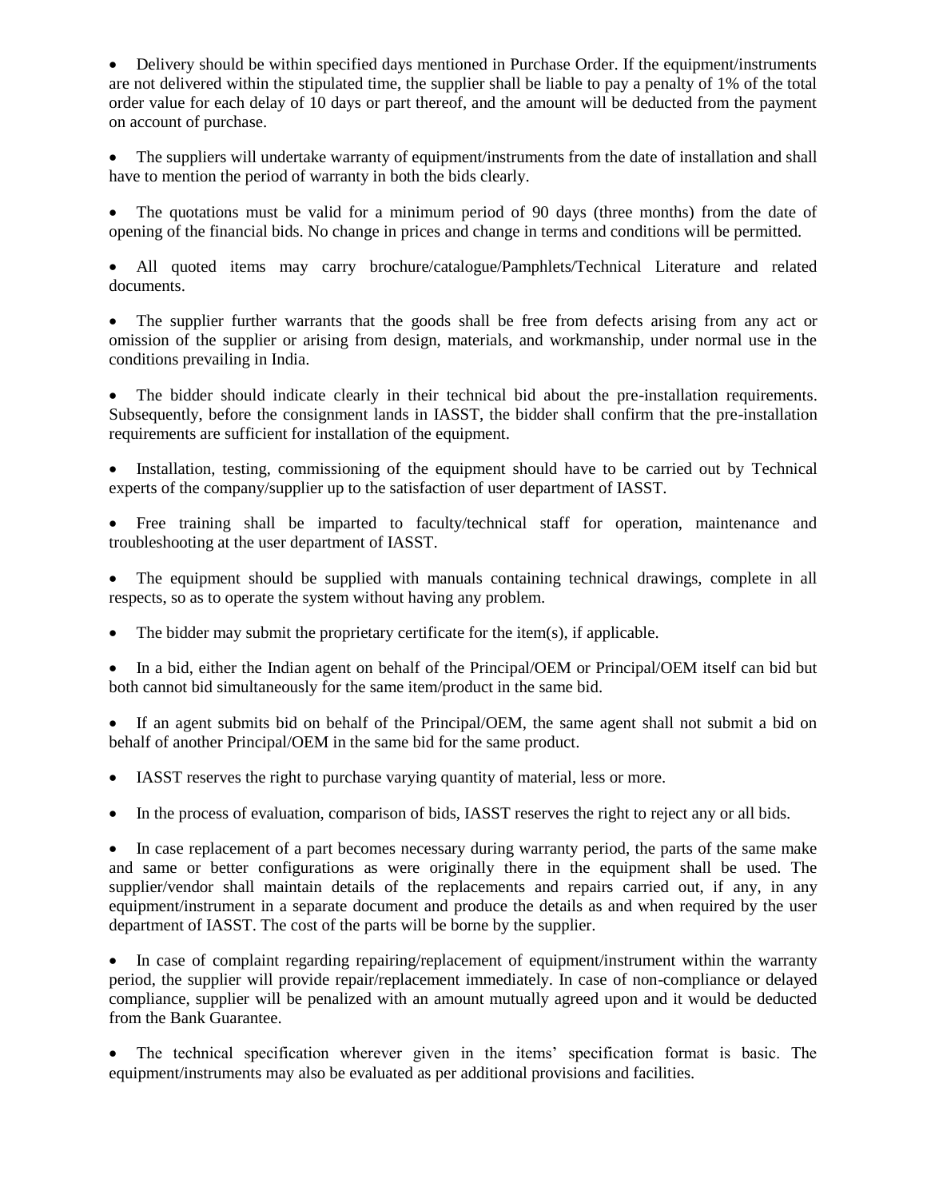- Delivery should be within specified days mentioned in Purchase Order. If the equipment/instruments are not delivered within the stipulated time, the supplier shall be liable to pay a penalty of 1% of the total order value for each delay of 10 days or part thereof, and the amount will be deducted from the payment on account of purchase.

- The suppliers will undertake warranty of equipment/instruments from the date of installation and shall have to mention the period of warranty in both the bids clearly.

- The quotations must be valid for a minimum period of 90 days (three months) from the date of opening of the financial bids. No change in prices and change in terms and conditions will be permitted.

- All quoted items may carry brochure/catalogue/Pamphlets/Technical Literature and related documents.

- The supplier further warrants that the goods shall be free from defects arising from any act or omission of the supplier or arising from design, materials, and workmanship, under normal use in the conditions prevailing in India.

- The bidder should indicate clearly in their technical bid about the pre-installation requirements. Subsequently, before the consignment lands in IASST, the bidder shall confirm that the pre-installation requirements are sufficient for installation of the equipment.

- Installation, testing, commissioning of the equipment should have to be carried out by Technical experts of the company/supplier up to the satisfaction of user department of IASST.

- Free training shall be imparted to faculty/technical staff for operation, maintenance and troubleshooting at the user department of IASST.

- The equipment should be supplied with manuals containing technical drawings, complete in all respects, so as to operate the system without having any problem.

- The bidder may submit the proprietary certificate for the item(s), if applicable.

- In a bid, either the Indian agent on behalf of the Principal/OEM or Principal/OEM itself can bid but both cannot bid simultaneously for the same item/product in the same bid.

- If an agent submits bid on behalf of the Principal/OEM, the same agent shall not submit a bid on behalf of another Principal/OEM in the same bid for the same product.

- IASST reserves the right to purchase varying quantity of material, less or more.

- In the process of evaluation, comparison of bids, IASST reserves the right to reject any or all bids.

- In case replacement of a part becomes necessary during warranty period, the parts of the same make and same or better configurations as were originally there in the equipment shall be used. The supplier/vendor shall maintain details of the replacements and repairs carried out, if any, in any equipment/instrument in a separate document and produce the details as and when required by the user department of IASST. The cost of the parts will be borne by the supplier.

- In case of complaint regarding repairing/replacement of equipment/instrument within the warranty period, the supplier will provide repair/replacement immediately. In case of non-compliance or delayed compliance, supplier will be penalized with an amount mutually agreed upon and it would be deducted from the Bank Guarantee.

- The technical specification wherever given in the items' specification format is basic. The equipment/instruments may also be evaluated as per additional provisions and facilities.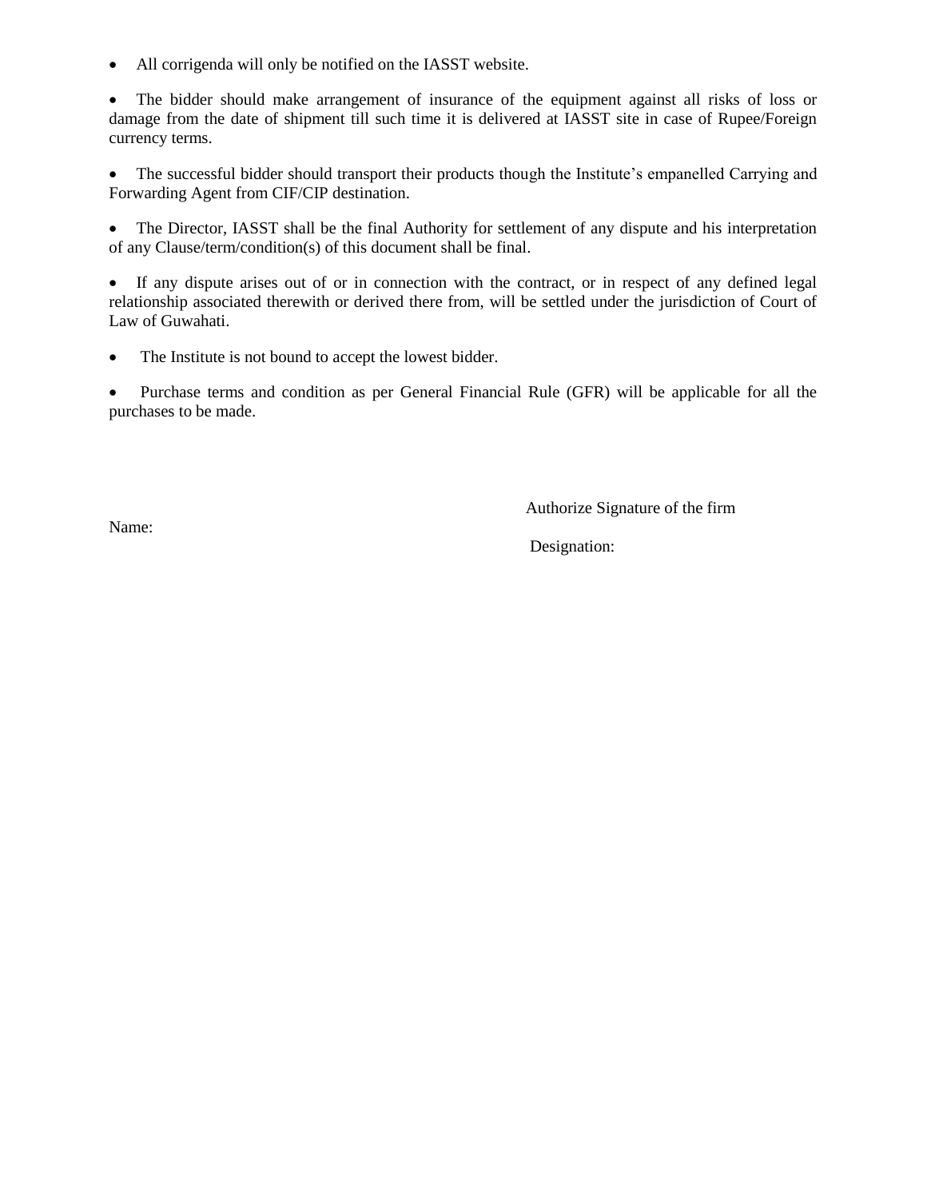- All corrigenda will only be notified on the IASST website.

- The bidder should make arrangement of insurance of the equipment against all risks of loss or damage from the date of shipment till such time it is delivered at IASST site in case of Rupee/Foreign currency terms.

- The successful bidder should transport their products though the Institute's empanelled Carrying and Forwarding Agent from CIF/CIP destination.

- The Director, IASST shall be the final Authority for settlement of any dispute and his interpretation of any Clause/term/condition(s) of this document shall be final.

- If any dispute arises out of or in connection with the contract, or in respect of any defined legal relationship associated therewith or derived there from, will be settled under the jurisdiction of Court of Law of Guwahati.

- The Institute is not bound to accept the lowest bidder.

- Purchase terms and condition as per General Financial Rule (GFR) will be applicable for all the purchases to be made.

Authorize Signature of the firm

Name:

Designation: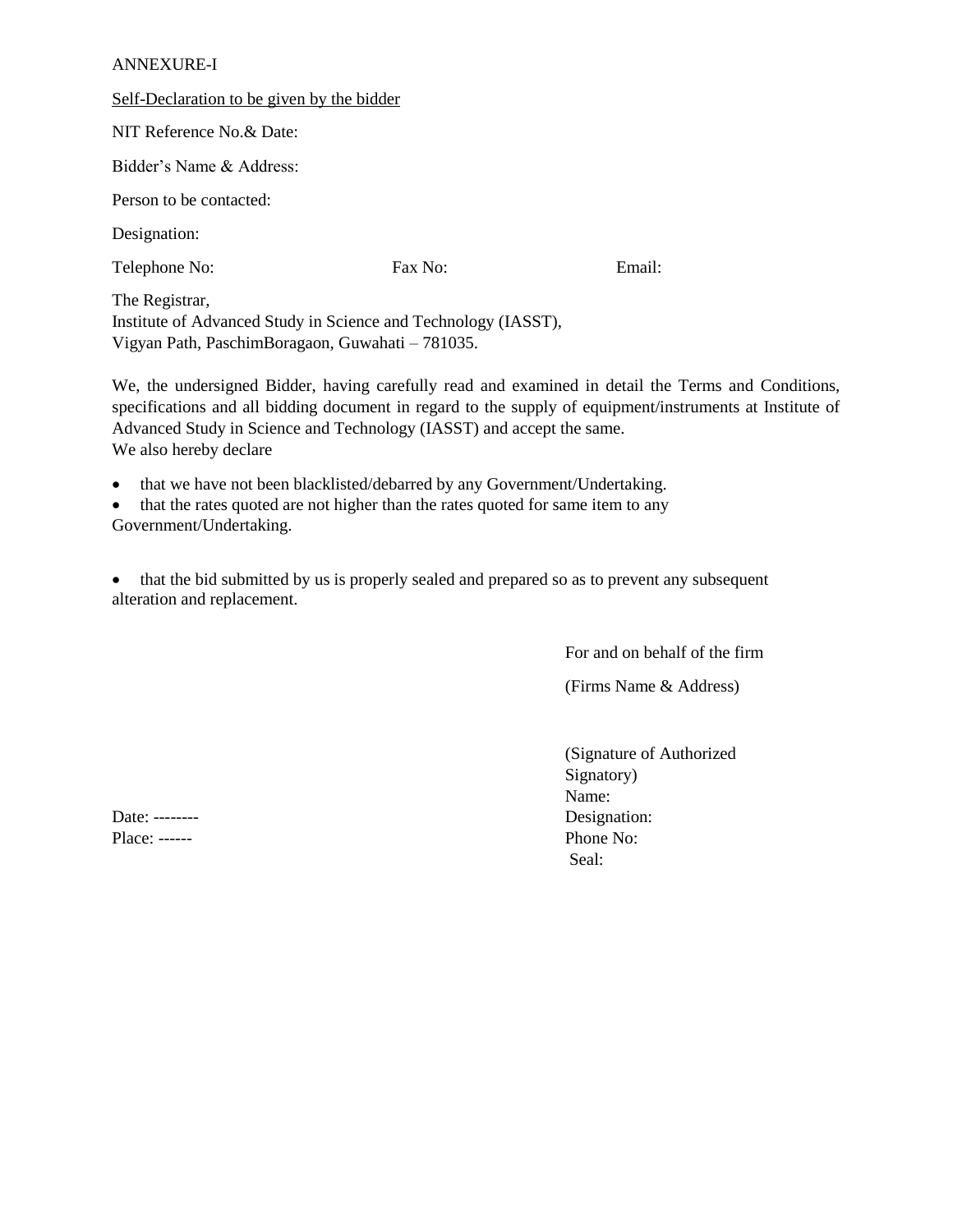ANNEXURE-I

Self-Declaration to be given by the bidder

NIT Reference No.& Date:

Bidder's Name & Address:

Person to be contacted:

Designation:

Telephone No: Fax No: Email:

The Registrar,
Institute of Advanced Study in Science and Technology (IASST),
Vigyan Path, PaschimBoragaon, Guwahati – 781035.

We, the undersigned Bidder, having carefully read and examined in detail the Terms and Conditions, specifications and all bidding document in regard to the supply of equipment/instruments at Institute of Advanced Study in Science and Technology (IASST) and accept the same.
We also hereby declare

- that we have not been blacklisted/debarred by any Government/Undertaking.
- that the rates quoted are not higher than the rates quoted for same item to any Government/Undertaking.
- that the bid submitted by us is properly sealed and prepared so as to prevent any subsequent alteration and replacement.

For and on behalf of the firm

(Firms Name & Address)

(Signature of Authorized Signatory)
Name:
Designation:
Phone No:
Seal:

Date: --------
Place: ------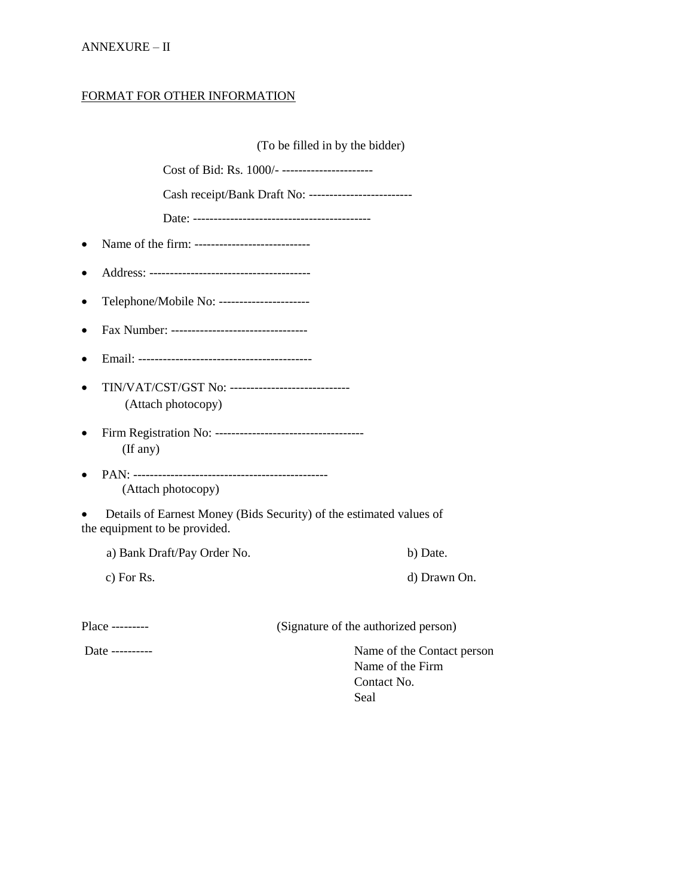ANNEXURE – II

<u>FORMAT FOR OTHER INFORMATION</u>

(To be filled in by the bidder)

Cost of Bid: Rs. 1000/- ----------------------

Cash receipt/Bank Draft No: -------------------------

Date: -------------------------------------------

- Name of the firm: ----------------------------
- Address: ---------------------------------------
- Telephone/Mobile No: ----------------------
- Fax Number: ---------------------------------
- Email: ------------------------------------------
- TIN/VAT/CST/GST No: -----------------------------
  (Attach photocopy)
- Firm Registration No: ------------------------------------
  (If any)
- PAN: -----------------------------------------------
  (Attach photocopy)
- Details of Earnest Money (Bids Security) of the estimated values of the equipment to be provided.

a) Bank Draft/Pay Order No. b) Date.

c) For Rs. d) Drawn On.

Place --------- (Signature of the authorized person)

Date ----------

Name of the Contact person
Name of the Firm
Contact No.
Seal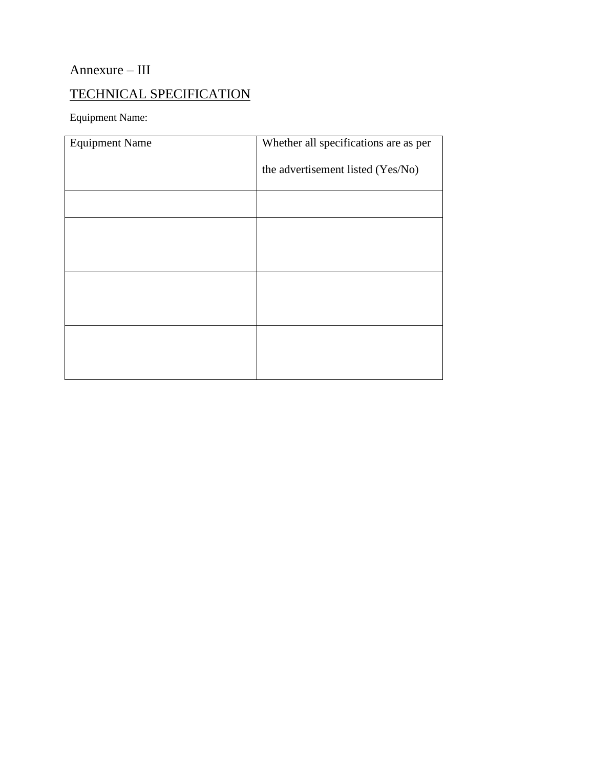Annexure – III

TECHNICAL SPECIFICATION

Equipment Name:

| Equipment Name | Whether all specifications are as per the advertisement listed (Yes/No) |
| --- | --- |
| | |
| | |
| | |
| | |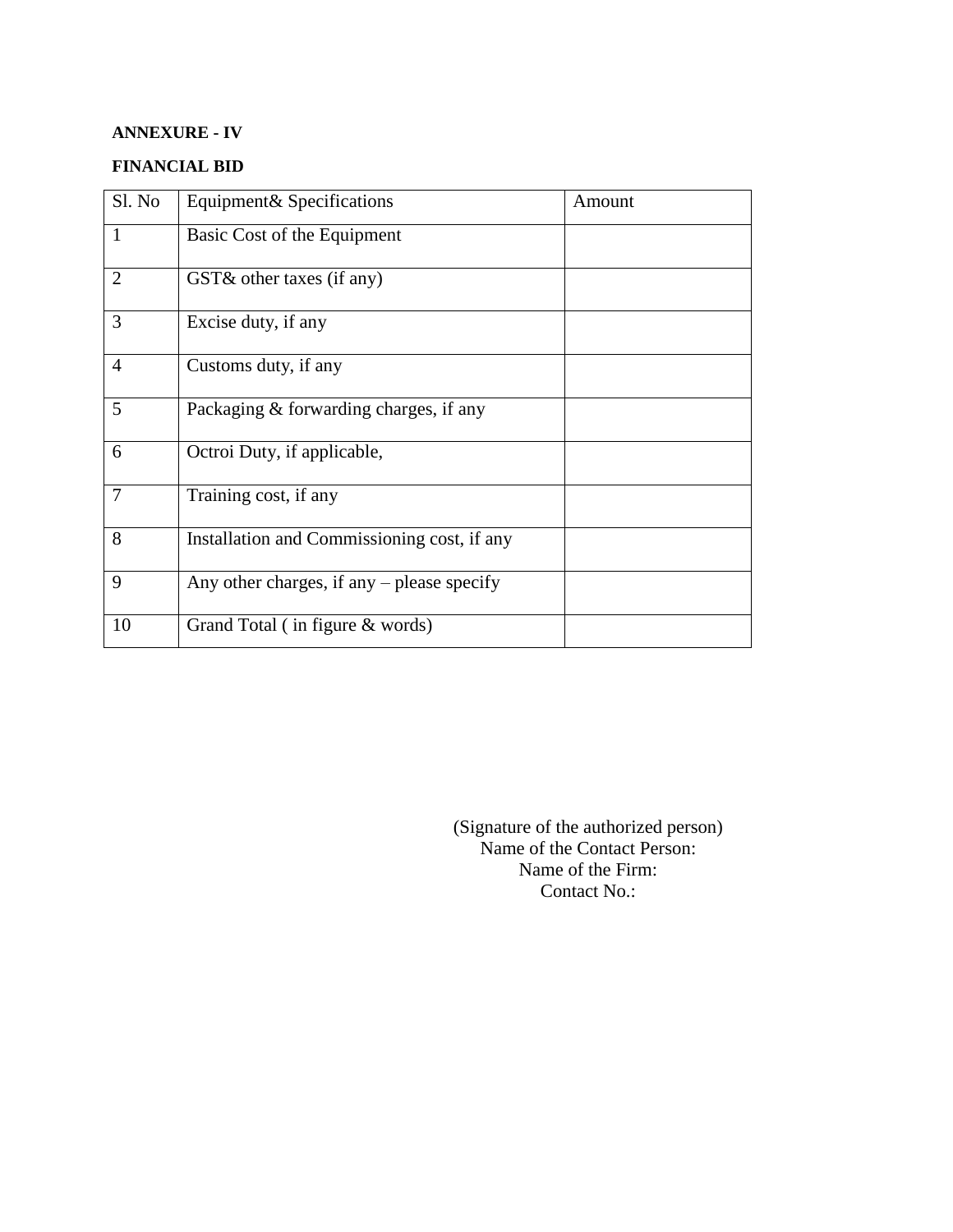**ANNEXURE - IV**

**FINANCIAL BID**

| Sl. No | Equipment& Specifications | Amount |
|---|---|---|
| 1 | Basic Cost of the Equipment | |
| 2 | GST& other taxes (if any) | |
| 3 | Excise duty, if any | |
| 4 | Customs duty, if any | |
| 5 | Packaging & forwarding charges, if any | |
| 6 | Octroi Duty, if applicable, | |
| 7 | Training cost, if any | |
| 8 | Installation and Commissioning cost, if any | |
| 9 | Any other charges, if any – please specify | |
| 10 | Grand Total ( in figure & words) | |

(Signature of the authorized person)
Name of the Contact Person:
Name of the Firm:
Contact No.: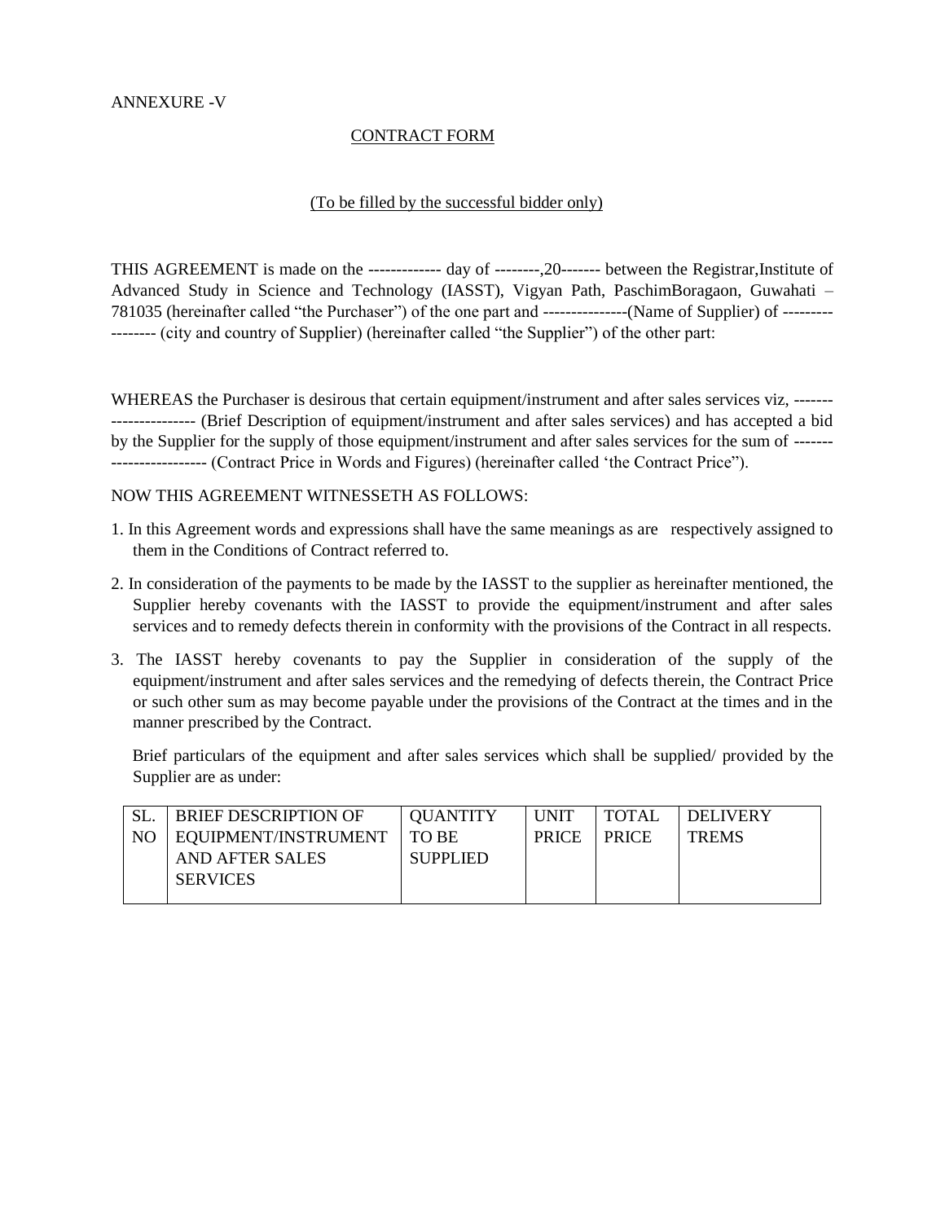ANNEXURE -V

## CONTRACT FORM

(To be filled by the successful bidder only)

THIS AGREEMENT is made on the ------------- day of --------,20------- between the Registrar,Institute of Advanced Study in Science and Technology (IASST), Vigyan Path, PaschimBoragaon, Guwahati – 781035 (hereinafter called "the Purchaser") of the one part and ---------------(Name of Supplier) of ----------------- (city and country of Supplier) (hereinafter called "the Supplier") of the other part:

WHEREAS the Purchaser is desirous that certain equipment/instrument and after sales services viz, ---------------------- (Brief Description of equipment/instrument and after sales services) and has accepted a bid by the Supplier for the supply of those equipment/instrument and after sales services for the sum of ------------------------ (Contract Price in Words and Figures) (hereinafter called 'the Contract Price").

NOW THIS AGREEMENT WITNESSETH AS FOLLOWS:

1. In this Agreement words and expressions shall have the same meanings as are respectively assigned to them in the Conditions of Contract referred to.
2. In consideration of the payments to be made by the IASST to the supplier as hereinafter mentioned, the Supplier hereby covenants with the IASST to provide the equipment/instrument and after sales services and to remedy defects therein in conformity with the provisions of the Contract in all respects.
3. The IASST hereby covenants to pay the Supplier in consideration of the supply of the equipment/instrument and after sales services and the remedying of defects therein, the Contract Price or such other sum as may become payable under the provisions of the Contract at the times and in the manner prescribed by the Contract.

   Brief particulars of the equipment and after sales services which shall be supplied/ provided by the Supplier are as under:

| SL. NO | BRIEF DESCRIPTION OF EQUIPMENT/INSTRUMENT AND AFTER SALES SERVICES | QUANTITY TO BE SUPPLIED | UNIT PRICE | TOTAL PRICE | DELIVERY TREMS |
|---|---|---|---|---|---|